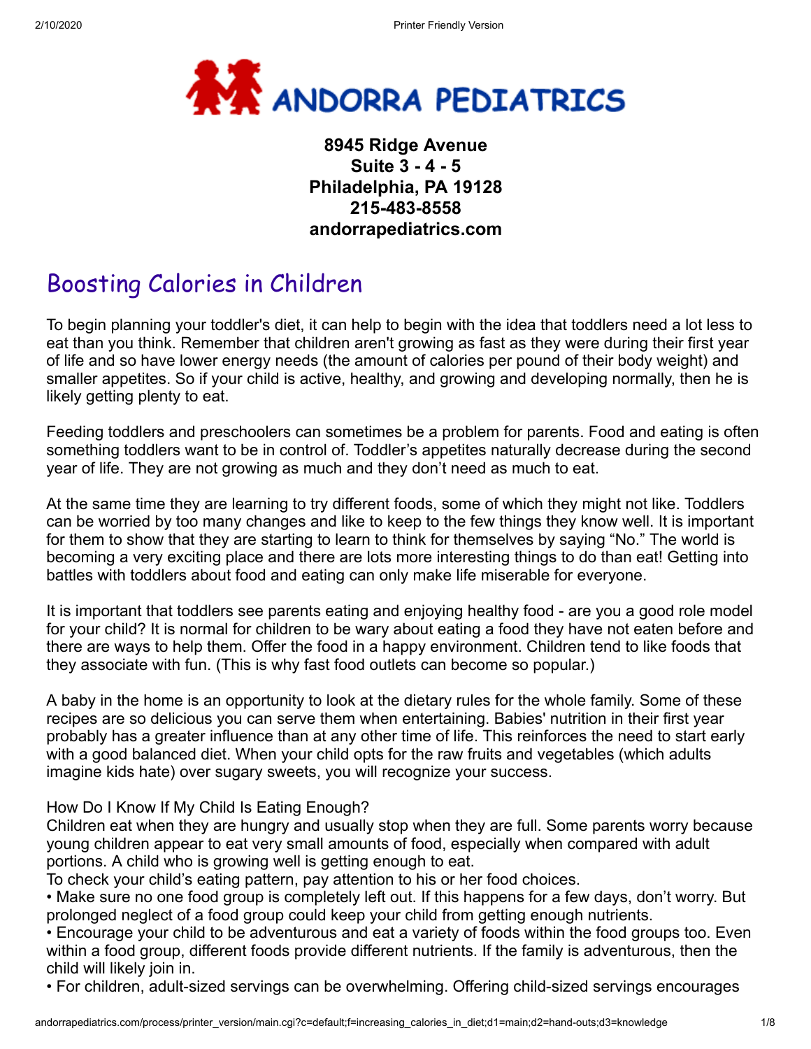**8945 Ridge Avenue**
**Suite 3 - 4 - 5**
**Philadelphia, PA 19128**
**215-483-8558**
**andorrapediatrics.com**

# Boosting Calories in Children

To begin planning your toddler's diet, it can help to begin with the idea that toddlers need a lot less to eat than you think. Remember that children aren't growing as fast as they were during their first year of life and so have lower energy needs (the amount of calories per pound of their body weight) and smaller appetites. So if your child is active, healthy, and growing and developing normally, then he is likely getting plenty to eat.

Feeding toddlers and preschoolers can sometimes be a problem for parents. Food and eating is often something toddlers want to be in control of. Toddler's appetites naturally decrease during the second year of life. They are not growing as much and they don't need as much to eat.

At the same time they are learning to try different foods, some of which they might not like. Toddlers can be worried by too many changes and like to keep to the few things they know well. It is important for them to show that they are starting to learn to think for themselves by saying "No." The world is becoming a very exciting place and there are lots more interesting things to do than eat! Getting into battles with toddlers about food and eating can only make life miserable for everyone.

It is important that toddlers see parents eating and enjoying healthy food - are you a good role model for your child? It is normal for children to be wary about eating a food they have not eaten before and there are ways to help them. Offer the food in a happy environment. Children tend to like foods that they associate with fun. (This is why fast food outlets can become so popular.)

A baby in the home is an opportunity to look at the dietary rules for the whole family. Some of these recipes are so delicious you can serve them when entertaining. Babies' nutrition in their first year probably has a greater influence than at any other time of life. This reinforces the need to start early with a good balanced diet. When your child opts for the raw fruits and vegetables (which adults imagine kids hate) over sugary sweets, you will recognize your success.

How Do I Know If My Child Is Eating Enough?
Children eat when they are hungry and usually stop when they are full. Some parents worry because young children appear to eat very small amounts of food, especially when compared with adult portions. A child who is growing well is getting enough to eat.
To check your child's eating pattern, pay attention to his or her food choices.

- Make sure no one food group is completely left out. If this happens for a few days, don't worry. But prolonged neglect of a food group could keep your child from getting enough nutrients.
- Encourage your child to be adventurous and eat a variety of foods within the food groups too. Even within a food group, different foods provide different nutrients. If the family is adventurous, then the child will likely join in.
- For children, adult-sized servings can be overwhelming. Offering child-sized servings encourages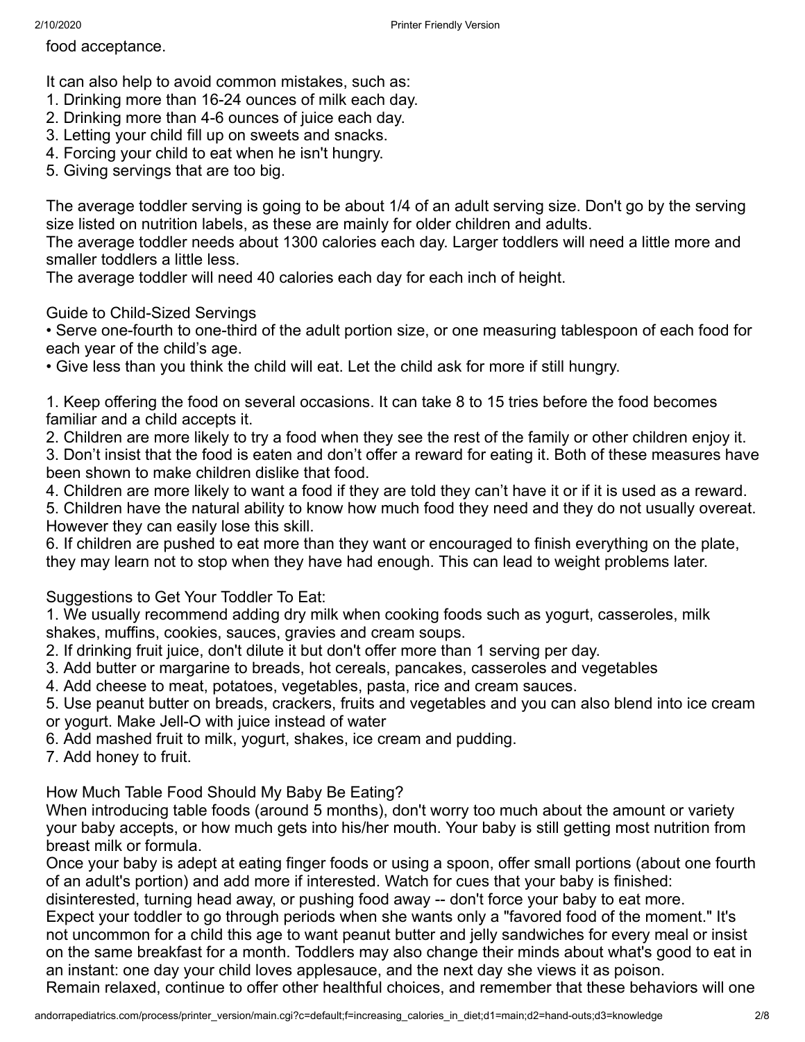food acceptance.

It can also help to avoid common mistakes, such as:
1. Drinking more than 16-24 ounces of milk each day.
2. Drinking more than 4-6 ounces of juice each day.
3. Letting your child fill up on sweets and snacks.
4. Forcing your child to eat when he isn't hungry.
5. Giving servings that are too big.

The average toddler serving is going to be about 1/4 of an adult serving size. Don't go by the serving size listed on nutrition labels, as these are mainly for older children and adults.
The average toddler needs about 1300 calories each day. Larger toddlers will need a little more and smaller toddlers a little less.
The average toddler will need 40 calories each day for each inch of height.

Guide to Child-Sized Servings
• Serve one-fourth to one-third of the adult portion size, or one measuring tablespoon of each food for each year of the child's age.
• Give less than you think the child will eat. Let the child ask for more if still hungry.

1. Keep offering the food on several occasions. It can take 8 to 15 tries before the food becomes familiar and a child accepts it.
2. Children are more likely to try a food when they see the rest of the family or other children enjoy it.
3. Don't insist that the food is eaten and don't offer a reward for eating it. Both of these measures have been shown to make children dislike that food.
4. Children are more likely to want a food if they are told they can't have it or if it is used as a reward.
5. Children have the natural ability to know how much food they need and they do not usually overeat. However they can easily lose this skill.
6. If children are pushed to eat more than they want or encouraged to finish everything on the plate, they may learn not to stop when they have had enough. This can lead to weight problems later.

Suggestions to Get Your Toddler To Eat:
1. We usually recommend adding dry milk when cooking foods such as yogurt, casseroles, milk shakes, muffins, cookies, sauces, gravies and cream soups.
2. If drinking fruit juice, don't dilute it but don't offer more than 1 serving per day.
3. Add butter or margarine to breads, hot cereals, pancakes, casseroles and vegetables
4. Add cheese to meat, potatoes, vegetables, pasta, rice and cream sauces.
5. Use peanut butter on breads, crackers, fruits and vegetables and you can also blend into ice cream or yogurt. Make Jell-O with juice instead of water
6. Add mashed fruit to milk, yogurt, shakes, ice cream and pudding.
7. Add honey to fruit.

How Much Table Food Should My Baby Be Eating?
When introducing table foods (around 5 months), don't worry too much about the amount or variety your baby accepts, or how much gets into his/her mouth. Your baby is still getting most nutrition from breast milk or formula.
Once your baby is adept at eating finger foods or using a spoon, offer small portions (about one fourth of an adult's portion) and add more if interested. Watch for cues that your baby is finished: disinterested, turning head away, or pushing food away -- don't force your baby to eat more.
Expect your toddler to go through periods when she wants only a "favored food of the moment." It's not uncommon for a child this age to want peanut butter and jelly sandwiches for every meal or insist on the same breakfast for a month. Toddlers may also change their minds about what's good to eat in an instant: one day your child loves applesauce, and the next day she views it as poison.
Remain relaxed, continue to offer other healthful choices, and remember that these behaviors will one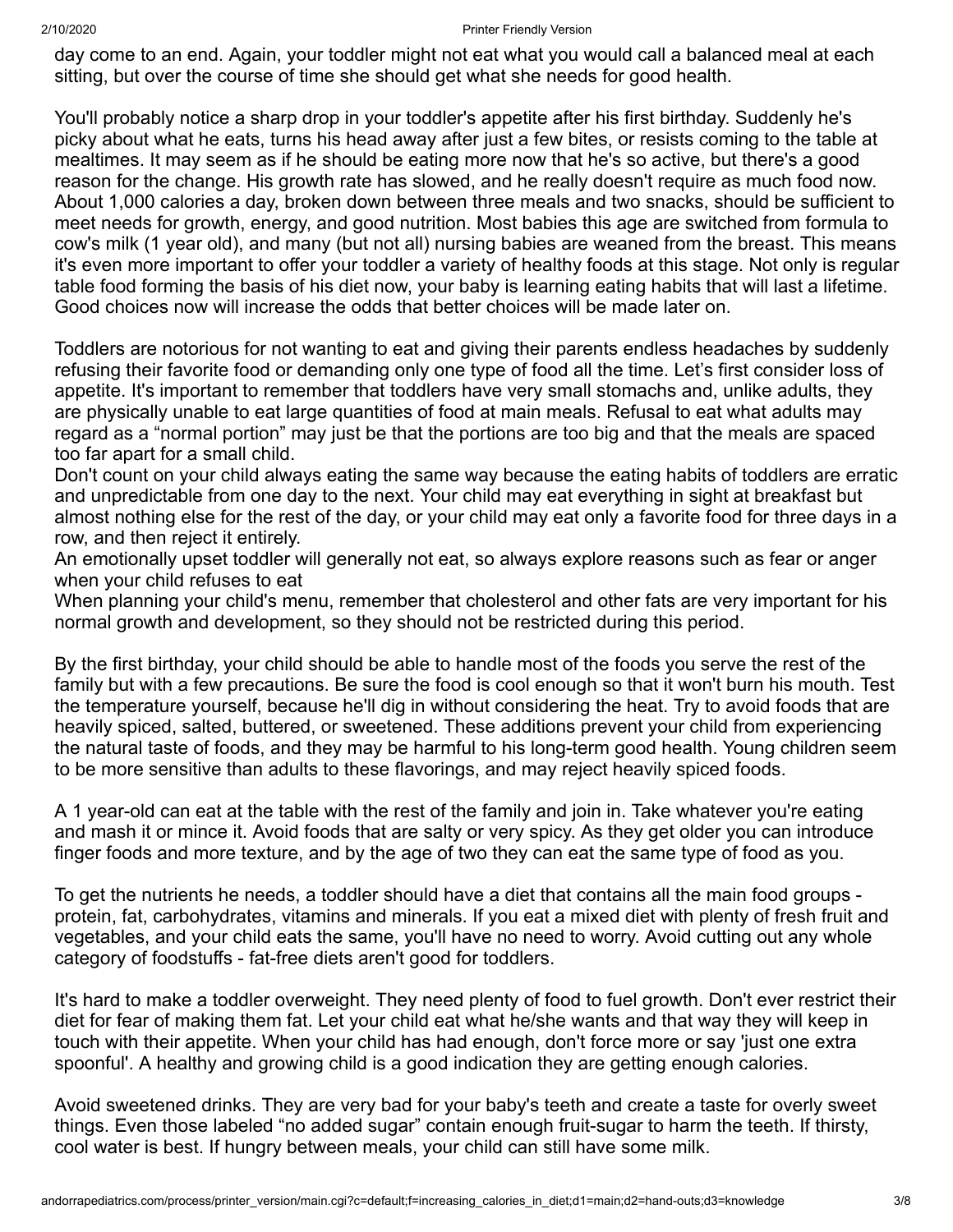day come to an end. Again, your toddler might not eat what you would call a balanced meal at each sitting, but over the course of time she should get what she needs for good health.

You'll probably notice a sharp drop in your toddler's appetite after his first birthday. Suddenly he's picky about what he eats, turns his head away after just a few bites, or resists coming to the table at mealtimes. It may seem as if he should be eating more now that he's so active, but there's a good reason for the change. His growth rate has slowed, and he really doesn't require as much food now. About 1,000 calories a day, broken down between three meals and two snacks, should be sufficient to meet needs for growth, energy, and good nutrition. Most babies this age are switched from formula to cow's milk (1 year old), and many (but not all) nursing babies are weaned from the breast. This means it's even more important to offer your toddler a variety of healthy foods at this stage. Not only is regular table food forming the basis of his diet now, your baby is learning eating habits that will last a lifetime. Good choices now will increase the odds that better choices will be made later on.

Toddlers are notorious for not wanting to eat and giving their parents endless headaches by suddenly refusing their favorite food or demanding only one type of food all the time. Let's first consider loss of appetite. It's important to remember that toddlers have very small stomachs and, unlike adults, they are physically unable to eat large quantities of food at main meals. Refusal to eat what adults may regard as a "normal portion" may just be that the portions are too big and that the meals are spaced too far apart for a small child.

Don't count on your child always eating the same way because the eating habits of toddlers are erratic and unpredictable from one day to the next. Your child may eat everything in sight at breakfast but almost nothing else for the rest of the day, or your child may eat only a favorite food for three days in a row, and then reject it entirely.

An emotionally upset toddler will generally not eat, so always explore reasons such as fear or anger when your child refuses to eat

When planning your child's menu, remember that cholesterol and other fats are very important for his normal growth and development, so they should not be restricted during this period.

By the first birthday, your child should be able to handle most of the foods you serve the rest of the family but with a few precautions. Be sure the food is cool enough so that it won't burn his mouth. Test the temperature yourself, because he'll dig in without considering the heat. Try to avoid foods that are heavily spiced, salted, buttered, or sweetened. These additions prevent your child from experiencing the natural taste of foods, and they may be harmful to his long-term good health. Young children seem to be more sensitive than adults to these flavorings, and may reject heavily spiced foods.

A 1 year-old can eat at the table with the rest of the family and join in. Take whatever you're eating and mash it or mince it. Avoid foods that are salty or very spicy. As they get older you can introduce finger foods and more texture, and by the age of two they can eat the same type of food as you.

To get the nutrients he needs, a toddler should have a diet that contains all the main food groups - protein, fat, carbohydrates, vitamins and minerals. If you eat a mixed diet with plenty of fresh fruit and vegetables, and your child eats the same, you'll have no need to worry. Avoid cutting out any whole category of foodstuffs - fat-free diets aren't good for toddlers.

It's hard to make a toddler overweight. They need plenty of food to fuel growth. Don't ever restrict their diet for fear of making them fat. Let your child eat what he/she wants and that way they will keep in touch with their appetite. When your child has had enough, don't force more or say 'just one extra spoonful'. A healthy and growing child is a good indication they are getting enough calories.

Avoid sweetened drinks. They are very bad for your baby's teeth and create a taste for overly sweet things. Even those labeled "no added sugar" contain enough fruit-sugar to harm the teeth. If thirsty, cool water is best. If hungry between meals, your child can still have some milk.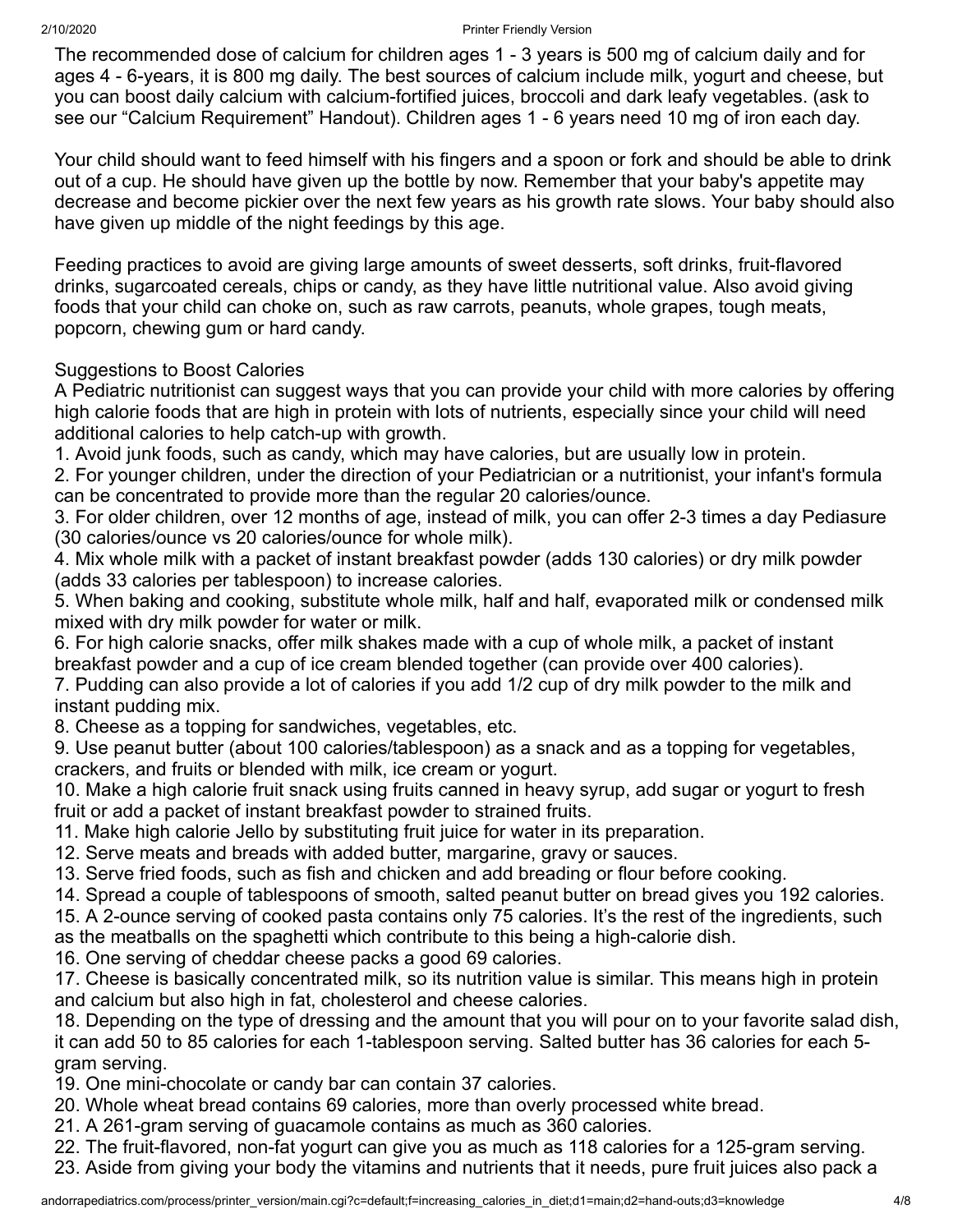The recommended dose of calcium for children ages 1 - 3 years is 500 mg of calcium daily and for ages 4 - 6-years, it is 800 mg daily. The best sources of calcium include milk, yogurt and cheese, but you can boost daily calcium with calcium-fortified juices, broccoli and dark leafy vegetables. (ask to see our "Calcium Requirement" Handout). Children ages 1 - 6 years need 10 mg of iron each day.

Your child should want to feed himself with his fingers and a spoon or fork and should be able to drink out of a cup. He should have given up the bottle by now. Remember that your baby's appetite may decrease and become pickier over the next few years as his growth rate slows. Your baby should also have given up middle of the night feedings by this age.

Feeding practices to avoid are giving large amounts of sweet desserts, soft drinks, fruit-flavored drinks, sugarcoated cereals, chips or candy, as they have little nutritional value. Also avoid giving foods that your child can choke on, such as raw carrots, peanuts, whole grapes, tough meats, popcorn, chewing gum or hard candy.

Suggestions to Boost Calories

A Pediatric nutritionist can suggest ways that you can provide your child with more calories by offering high calorie foods that are high in protein with lots of nutrients, especially since your child will need additional calories to help catch-up with growth.

1. Avoid junk foods, such as candy, which may have calories, but are usually low in protein.
2. For younger children, under the direction of your Pediatrician or a nutritionist, your infant's formula can be concentrated to provide more than the regular 20 calories/ounce.
3. For older children, over 12 months of age, instead of milk, you can offer 2-3 times a day Pediasure (30 calories/ounce vs 20 calories/ounce for whole milk).
4. Mix whole milk with a packet of instant breakfast powder (adds 130 calories) or dry milk powder (adds 33 calories per tablespoon) to increase calories.
5. When baking and cooking, substitute whole milk, half and half, evaporated milk or condensed milk mixed with dry milk powder for water or milk.
6. For high calorie snacks, offer milk shakes made with a cup of whole milk, a packet of instant breakfast powder and a cup of ice cream blended together (can provide over 400 calories).
7. Pudding can also provide a lot of calories if you add 1/2 cup of dry milk powder to the milk and instant pudding mix.
8. Cheese as a topping for sandwiches, vegetables, etc.
9. Use peanut butter (about 100 calories/tablespoon) as a snack and as a topping for vegetables, crackers, and fruits or blended with milk, ice cream or yogurt.
10. Make a high calorie fruit snack using fruits canned in heavy syrup, add sugar or yogurt to fresh fruit or add a packet of instant breakfast powder to strained fruits.
11. Make high calorie Jello by substituting fruit juice for water in its preparation.
12. Serve meats and breads with added butter, margarine, gravy or sauces.
13. Serve fried foods, such as fish and chicken and add breading or flour before cooking.
14. Spread a couple of tablespoons of smooth, salted peanut butter on bread gives you 192 calories.
15. A 2-ounce serving of cooked pasta contains only 75 calories. It's the rest of the ingredients, such as the meatballs on the spaghetti which contribute to this being a high-calorie dish.
16. One serving of cheddar cheese packs a good 69 calories.
17. Cheese is basically concentrated milk, so its nutrition value is similar. This means high in protein and calcium but also high in fat, cholesterol and cheese calories.
18. Depending on the type of dressing and the amount that you will pour on to your favorite salad dish, it can add 50 to 85 calories for each 1-tablespoon serving. Salted butter has 36 calories for each 5-gram serving.
19. One mini-chocolate or candy bar can contain 37 calories.
20. Whole wheat bread contains 69 calories, more than overly processed white bread.
21. A 261-gram serving of guacamole contains as much as 360 calories.
22. The fruit-flavored, non-fat yogurt can give you as much as 118 calories for a 125-gram serving.
23. Aside from giving your body the vitamins and nutrients that it needs, pure fruit juices also pack a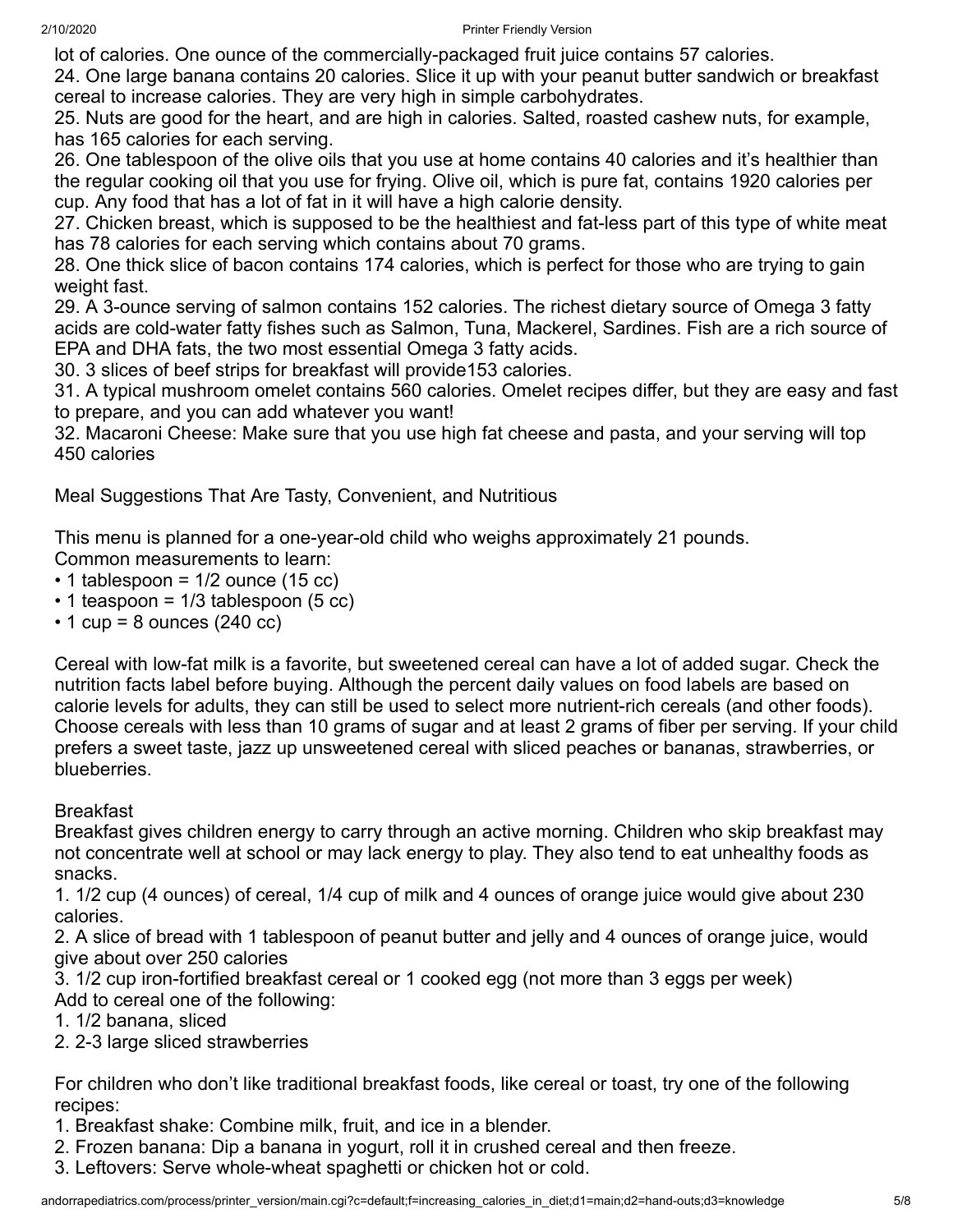lot of calories. One ounce of the commercially-packaged fruit juice contains 57 calories.

24. One large banana contains 20 calories. Slice it up with your peanut butter sandwich or breakfast cereal to increase calories. They are very high in simple carbohydrates.

25. Nuts are good for the heart, and are high in calories. Salted, roasted cashew nuts, for example, has 165 calories for each serving.

26. One tablespoon of the olive oils that you use at home contains 40 calories and it's healthier than the regular cooking oil that you use for frying. Olive oil, which is pure fat, contains 1920 calories per cup. Any food that has a lot of fat in it will have a high calorie density.

27. Chicken breast, which is supposed to be the healthiest and fat-less part of this type of white meat has 78 calories for each serving which contains about 70 grams.

28. One thick slice of bacon contains 174 calories, which is perfect for those who are trying to gain weight fast.

29. A 3-ounce serving of salmon contains 152 calories. The richest dietary source of Omega 3 fatty acids are cold-water fatty fishes such as Salmon, Tuna, Mackerel, Sardines. Fish are a rich source of EPA and DHA fats, the two most essential Omega 3 fatty acids.

30. 3 slices of beef strips for breakfast will provide153 calories.

31. A typical mushroom omelet contains 560 calories. Omelet recipes differ, but they are easy and fast to prepare, and you can add whatever you want!

32. Macaroni Cheese: Make sure that you use high fat cheese and pasta, and your serving will top 450 calories

## Meal Suggestions That Are Tasty, Convenient, and Nutritious

This menu is planned for a one-year-old child who weighs approximately 21 pounds.
Common measurements to learn:

- 1 tablespoon = 1/2 ounce (15 cc)
- 1 teaspoon = 1/3 tablespoon (5 cc)
- 1 cup = 8 ounces (240 cc)

Cereal with low-fat milk is a favorite, but sweetened cereal can have a lot of added sugar. Check the nutrition facts label before buying. Although the percent daily values on food labels are based on calorie levels for adults, they can still be used to select more nutrient-rich cereals (and other foods). Choose cereals with less than 10 grams of sugar and at least 2 grams of fiber per serving. If your child prefers a sweet taste, jazz up unsweetened cereal with sliced peaches or bananas, strawberries, or blueberries.

### Breakfast

Breakfast gives children energy to carry through an active morning. Children who skip breakfast may not concentrate well at school or may lack energy to play. They also tend to eat unhealthy foods as snacks.

1. 1/2 cup (4 ounces) of cereal, 1/4 cup of milk and 4 ounces of orange juice would give about 230 calories.
2. A slice of bread with 1 tablespoon of peanut butter and jelly and 4 ounces of orange juice, would give about over 250 calories
3. 1/2 cup iron-fortified breakfast cereal or 1 cooked egg (not more than 3 eggs per week)

Add to cereal one of the following:

1. 1/2 banana, sliced
2. 2-3 large sliced strawberries

For children who don't like traditional breakfast foods, like cereal or toast, try one of the following recipes:

1. Breakfast shake: Combine milk, fruit, and ice in a blender.
2. Frozen banana: Dip a banana in yogurt, roll it in crushed cereal and then freeze.
3. Leftovers: Serve whole-wheat spaghetti or chicken hot or cold.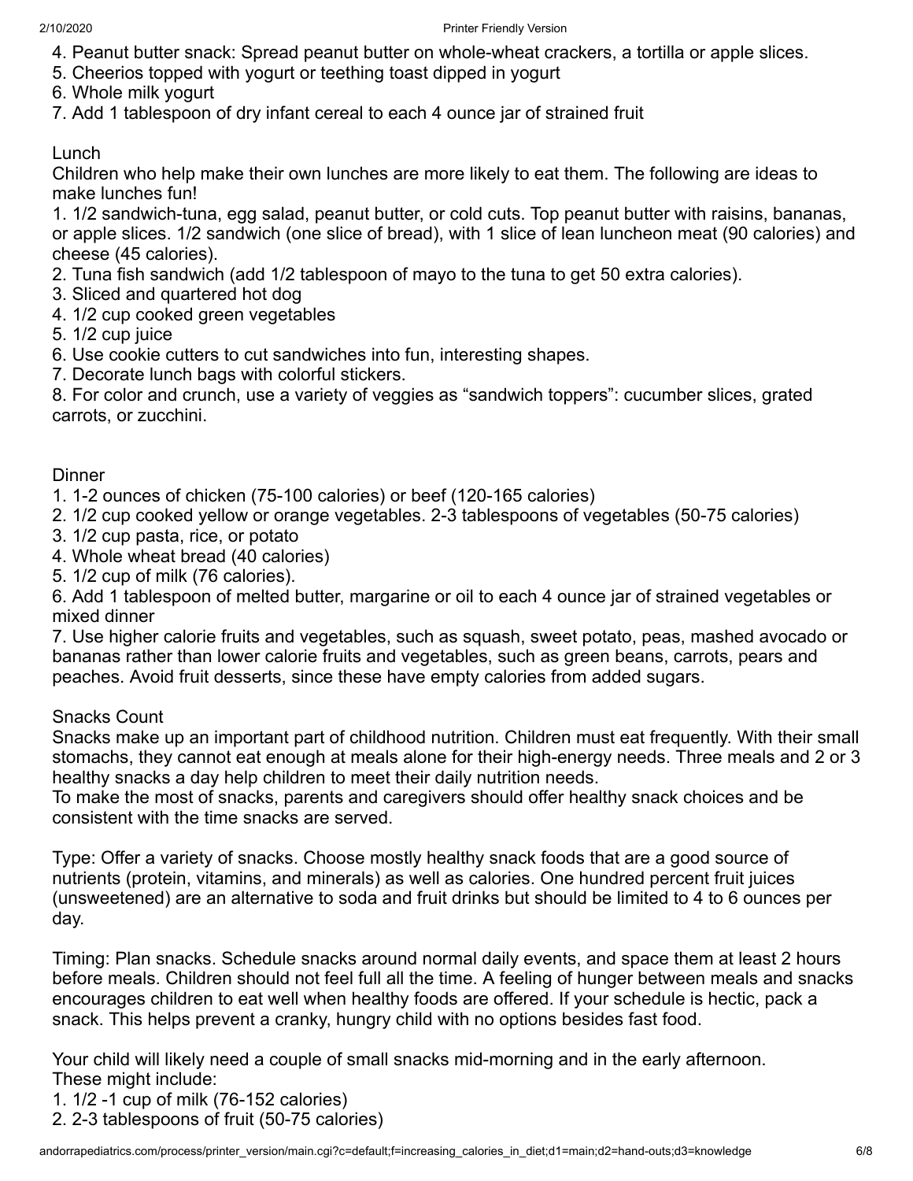4. Peanut butter snack: Spread peanut butter on whole-wheat crackers, a tortilla or apple slices.
5. Cheerios topped with yogurt or teething toast dipped in yogurt
6. Whole milk yogurt
7. Add 1 tablespoon of dry infant cereal to each 4 ounce jar of strained fruit

Lunch

Children who help make their own lunches are more likely to eat them. The following are ideas to make lunches fun!

1. 1/2 sandwich-tuna, egg salad, peanut butter, or cold cuts. Top peanut butter with raisins, bananas, or apple slices. 1/2 sandwich (one slice of bread), with 1 slice of lean luncheon meat (90 calories) and cheese (45 calories).
2. Tuna fish sandwich (add 1/2 tablespoon of mayo to the tuna to get 50 extra calories).
3. Sliced and quartered hot dog
4. 1/2 cup cooked green vegetables
5. 1/2 cup juice
6. Use cookie cutters to cut sandwiches into fun, interesting shapes.
7. Decorate lunch bags with colorful stickers.
8. For color and crunch, use a variety of veggies as "sandwich toppers": cucumber slices, grated carrots, or zucchini.

Dinner

1. 1-2 ounces of chicken (75-100 calories) or beef (120-165 calories)
2. 1/2 cup cooked yellow or orange vegetables. 2-3 tablespoons of vegetables (50-75 calories)
3. 1/2 cup pasta, rice, or potato
4. Whole wheat bread (40 calories)
5. 1/2 cup of milk (76 calories).
6. Add 1 tablespoon of melted butter, margarine or oil to each 4 ounce jar of strained vegetables or mixed dinner
7. Use higher calorie fruits and vegetables, such as squash, sweet potato, peas, mashed avocado or bananas rather than lower calorie fruits and vegetables, such as green beans, carrots, pears and peaches. Avoid fruit desserts, since these have empty calories from added sugars.

Snacks Count

Snacks make up an important part of childhood nutrition. Children must eat frequently. With their small stomachs, they cannot eat enough at meals alone for their high-energy needs. Three meals and 2 or 3 healthy snacks a day help children to meet their daily nutrition needs.

To make the most of snacks, parents and caregivers should offer healthy snack choices and be consistent with the time snacks are served.

Type: Offer a variety of snacks. Choose mostly healthy snack foods that are a good source of nutrients (protein, vitamins, and minerals) as well as calories. One hundred percent fruit juices (unsweetened) are an alternative to soda and fruit drinks but should be limited to 4 to 6 ounces per day.

Timing: Plan snacks. Schedule snacks around normal daily events, and space them at least 2 hours before meals. Children should not feel full all the time. A feeling of hunger between meals and snacks encourages children to eat well when healthy foods are offered. If your schedule is hectic, pack a snack. This helps prevent a cranky, hungry child with no options besides fast food.

Your child will likely need a couple of small snacks mid-morning and in the early afternoon. These might include:

1. 1/2 -1 cup of milk (76-152 calories)
2. 2-3 tablespoons of fruit (50-75 calories)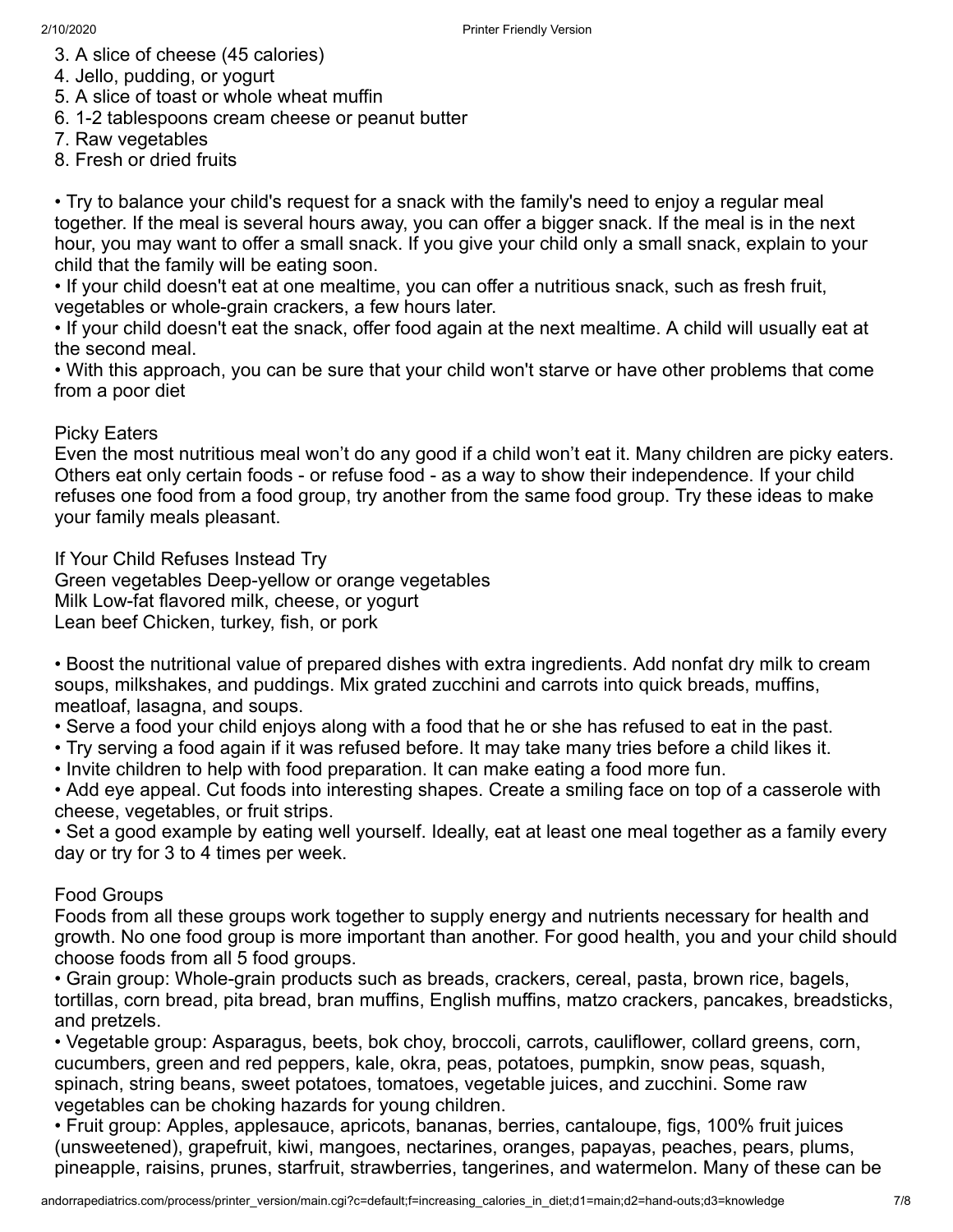3. A slice of cheese (45 calories)
4. Jello, pudding, or yogurt
5. A slice of toast or whole wheat muffin
6. 1-2 tablespoons cream cheese or peanut butter
7. Raw vegetables
8. Fresh or dried fruits

• Try to balance your child's request for a snack with the family's need to enjoy a regular meal together. If the meal is several hours away, you can offer a bigger snack. If the meal is in the next hour, you may want to offer a small snack. If you give your child only a small snack, explain to your child that the family will be eating soon.
• If your child doesn't eat at one mealtime, you can offer a nutritious snack, such as fresh fruit, vegetables or whole-grain crackers, a few hours later.
• If your child doesn't eat the snack, offer food again at the next mealtime. A child will usually eat at the second meal.
• With this approach, you can be sure that your child won't starve or have other problems that come from a poor diet

## Picky Eaters

Even the most nutritious meal won't do any good if a child won't eat it. Many children are picky eaters. Others eat only certain foods - or refuse food - as a way to show their independence. If your child refuses one food from a food group, try another from the same food group. Try these ideas to make your family meals pleasant.

| If Your Child Refuses | Instead Try |
| --- | --- |
| Green vegetables | Deep-yellow or orange vegetables |
| Milk | Low-fat flavored milk, cheese, or yogurt |
| Lean beef | Chicken, turkey, fish, or pork |

• Boost the nutritional value of prepared dishes with extra ingredients. Add nonfat dry milk to cream soups, milkshakes, and puddings. Mix grated zucchini and carrots into quick breads, muffins, meatloaf, lasagna, and soups.
• Serve a food your child enjoys along with a food that he or she has refused to eat in the past.
• Try serving a food again if it was refused before. It may take many tries before a child likes it.
• Invite children to help with food preparation. It can make eating a food more fun.
• Add eye appeal. Cut foods into interesting shapes. Create a smiling face on top of a casserole with cheese, vegetables, or fruit strips.
• Set a good example by eating well yourself. Ideally, eat at least one meal together as a family every day or try for 3 to 4 times per week.

## Food Groups

Foods from all these groups work together to supply energy and nutrients necessary for health and growth. No one food group is more important than another. For good health, you and your child should choose foods from all 5 food groups.

• Grain group: Whole-grain products such as breads, crackers, cereal, pasta, brown rice, bagels, tortillas, corn bread, pita bread, bran muffins, English muffins, matzo crackers, pancakes, breadsticks, and pretzels.
• Vegetable group: Asparagus, beets, bok choy, broccoli, carrots, cauliflower, collard greens, corn, cucumbers, green and red peppers, kale, okra, peas, potatoes, pumpkin, snow peas, squash, spinach, string beans, sweet potatoes, tomatoes, vegetable juices, and zucchini. Some raw vegetables can be choking hazards for young children.
• Fruit group: Apples, applesauce, apricots, bananas, berries, cantaloupe, figs, 100% fruit juices (unsweetened), grapefruit, kiwi, mangoes, nectarines, oranges, papayas, peaches, pears, plums, pineapple, raisins, prunes, starfruit, strawberries, tangerines, and watermelon. Many of these can be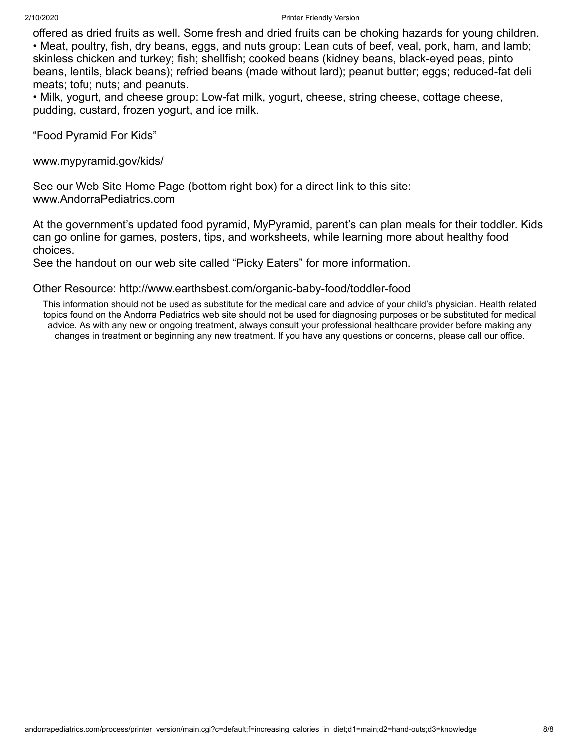offered as dried fruits as well. Some fresh and dried fruits can be choking hazards for young children.

- Meat, poultry, fish, dry beans, eggs, and nuts group: Lean cuts of beef, veal, pork, ham, and lamb; skinless chicken and turkey; fish; shellfish; cooked beans (kidney beans, black-eyed peas, pinto beans, lentils, black beans); refried beans (made without lard); peanut butter; eggs; reduced-fat deli meats; tofu; nuts; and peanuts.
- Milk, yogurt, and cheese group: Low-fat milk, yogurt, cheese, string cheese, cottage cheese, pudding, custard, frozen yogurt, and ice milk.

"Food Pyramid For Kids"

www.mypyramid.gov/kids/

See our Web Site Home Page (bottom right box) for a direct link to this site: www.AndorraPediatrics.com

At the government's updated food pyramid, MyPyramid, parent's can plan meals for their toddler. Kids can go online for games, posters, tips, and worksheets, while learning more about healthy food choices.
See the handout on our web site called "Picky Eaters" for more information.

Other Resource: http://www.earthsbest.com/organic-baby-food/toddler-food

This information should not be used as substitute for the medical care and advice of your child's physician. Health related topics found on the Andorra Pediatrics web site should not be used for diagnosing purposes or be substituted for medical advice. As with any new or ongoing treatment, always consult your professional healthcare provider before making any changes in treatment or beginning any new treatment. If you have any questions or concerns, please call our office.